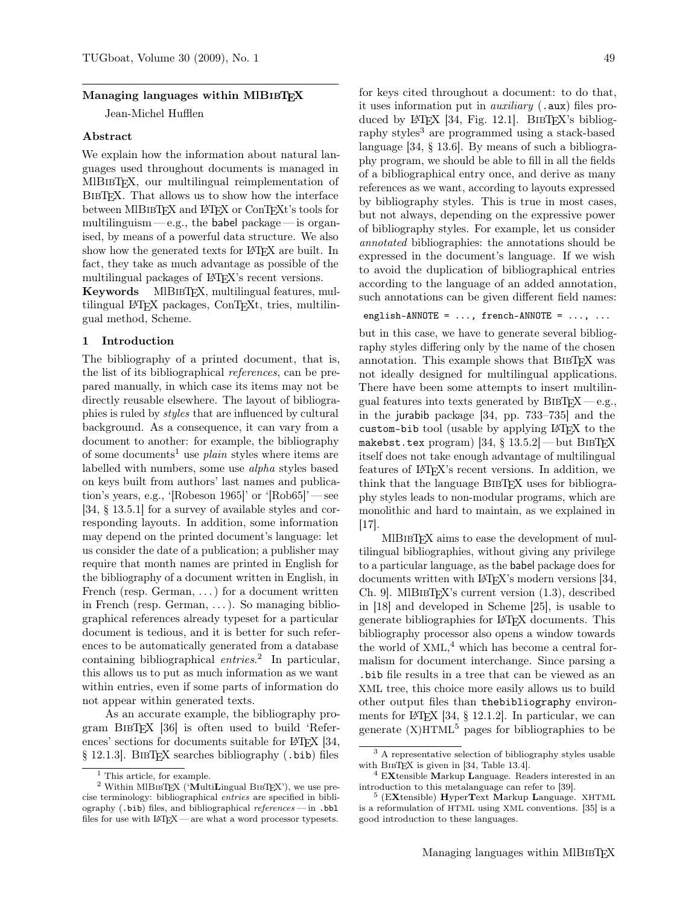## Managing languages within MlBibTeX

Jean-Michel Hufflen

### Abstract

We explain how the information about natural languages used throughout documents is managed in MlBibTeX, our multilingual reimplementation of BibTeX. That allows us to show how the interface between MlBibTeX and LaTeX or ConTeXt's tools for multilinguism — e.g., the babel package — is organised, by means of a powerful data structure. We also show how the generated texts for LaTeX are built. In fact, they take as much advantage as possible of the multilingual packages of LaTeX's recent versions.

**Keywords** MlBibTeX, multilingual features, multilingual LaTeX packages, ConTeXt, tries, multilingual method, Scheme.

### 1 Introduction

The bibliography of a printed document, that is, the list of its bibliographical *references*, can be prepared manually, in which case its items may not be directly reusable elsewhere. The layout of bibliographies is ruled by *styles* that are influenced by cultural background. As a consequence, it can vary from a document to another: for example, the bibliography of some documents[1] use *plain* styles where items are labelled with numbers, some use *alpha* styles based on keys built from authors' last names and publication's years, e.g., '[Robeson 1965]' or '[Rob65]' — see [34, § 13.5.1] for a survey of available styles and corresponding layouts. In addition, some information may depend on the printed document's language: let us consider the date of a publication; a publisher may require that month names are printed in English for the bibliography of a document written in English, in French (resp. German, ...) for a document written in French (resp. German, ...). So managing bibliographical references already typeset for a particular document is tedious, and it is better for such references to be automatically generated from a database containing bibliographical *entries*.[2] In particular, this allows us to put as much information as we want within entries, even if some parts of information do not appear within generated texts.

As an accurate example, the bibliography program BibTeX [36] is often used to build 'References' sections for documents suitable for LaTeX [34, § 12.1.3]. BibTeX searches bibliography (`.bib`) files for keys cited throughout a document: to do that, it uses information put in *auxiliary* (`.aux`) files produced by LaTeX [34, Fig. 12.1]. BibTeX's bibliography styles[3] are programmed using a stack-based language [34, § 13.6]. By means of such a bibliography program, we should be able to fill in all the fields of a bibliographical entry once, and derive as many references as we want, according to layouts expressed by bibliography styles. This is true in most cases, but not always, depending on the expressive power of bibliography styles. For example, let us consider *annotated* bibliographies: the annotations should be expressed in the document's language. If we wish to avoid the duplication of bibliographical entries according to the language of an added annotation, such annotations can be given different field names:

```
english-ANNOTE = ..., french-ANNOTE = ..., ...
```

but in this case, we have to generate several bibliography styles differing only by the name of the chosen annotation. This example shows that BibTeX was not ideally designed for multilingual applications. There have been some attempts to insert multilingual features into texts generated by BibTeX — e.g., in the jurabib package [34, pp. 733–735] and the `custom-bib` tool (usable by applying LaTeX to the `makebst.tex` program) [34, § 13.5.2] — but BibTeX itself does not take enough advantage of multilingual features of LaTeX's recent versions. In addition, we think that the language BibTeX uses for bibliography styles leads to non-modular programs, which are monolithic and hard to maintain, as we explained in [17].

MlBibTeX aims to ease the development of multilingual bibliographies, without giving any privilege to a particular language, as the babel package does for documents written with LaTeX's modern versions [34, Ch. 9]. MlBibTeX's current version (1.3), described in [18] and developed in Scheme [25], is usable to generate bibliographies for LaTeX documents. This bibliography processor also opens a window towards the world of XML,[4] which has become a central formalism for document interchange. Since parsing a `.bib` file results in a tree that can be viewed as an XML tree, this choice more easily allows us to build other output files than `thebibliography` environments for LaTeX [34, § 12.1.2]. In particular, we can generate (X)HTML[5] pages for bibliographies to be

---

[1] This article, for example.

[2] Within MlBibTeX ('**M**ulti**L**ingual BibTeX'), we use precise terminology: bibliographical *entries* are specified in bibliography (`.bib`) files, and bibliographical *references* — in `.bbl` files for use with LaTeX — are what a word processor typesets.

[3] A representative selection of bibliography styles usable with BibTeX is given in [34, Table 13.4].

[4] E**X**tensible **M**arkup **L**anguage. Readers interested in an introduction to this metalanguage can refer to [39].

[5] (E**X**tensible) **H**yper**T**ext **M**arkup **L**anguage. XHTML is a reformulation of HTML using XML conventions. [35] is a good introduction to these languages.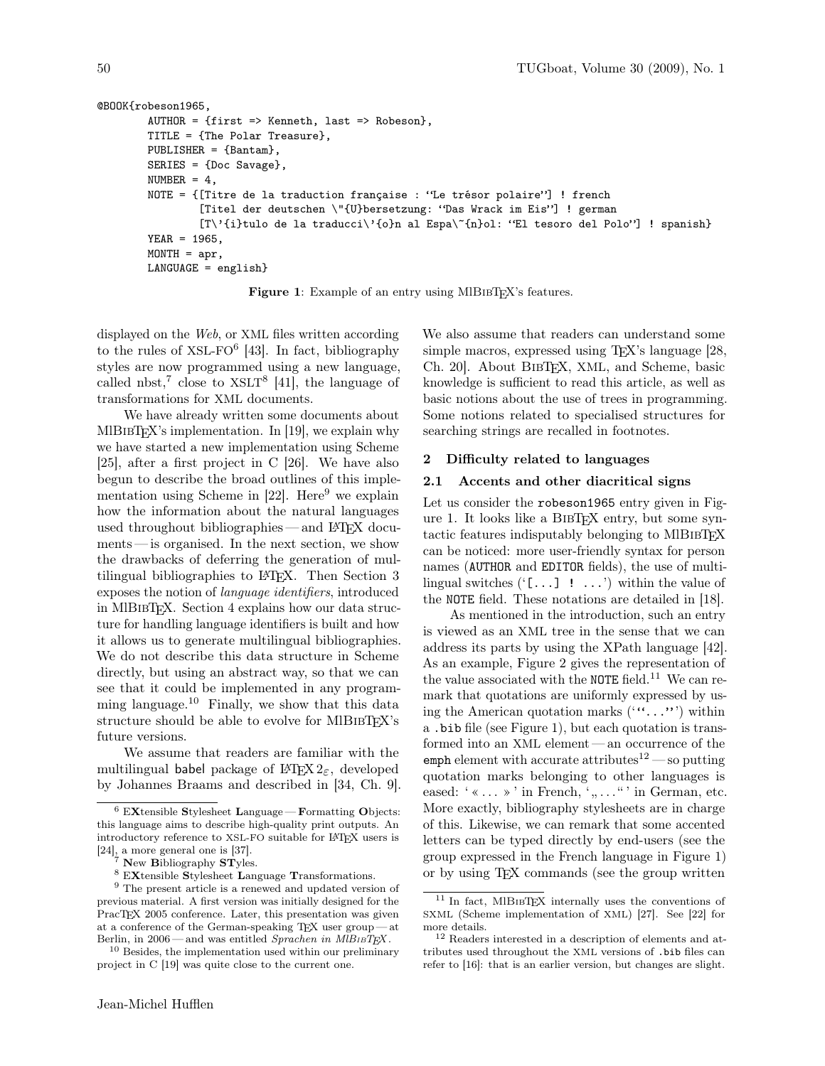```
@BOOK{robeson1965,
        AUTHOR = {first => Kenneth, last => Robeson},
        TITLE = {The Polar Treasure},
        PUBLISHER = {Bantam},
        SERIES = {Doc Savage},
        NUMBER = 4,
        NOTE = {[Titre de la traduction française : ‘‘Le trêsor polaire’’] ! french
                [Titel der deutschen \"{U}bersetzung: ‘‘Das Wrack im Eis’’] ! german
                [T\'{i}tulo de la traducci\'{o}n al Espa\~{n}ol: ‘‘El tesoro del Polo’’] ! spanish}
        YEAR = 1965,
        MONTH = apr,
        LANGUAGE = english}
```

**Figure 1**: Example of an entry using MlBibTeX's features.

displayed on the *Web*, or XML files written according to the rules of XSL-FO[6] [43]. In fact, bibliography styles are now programmed using a new language, called nbst,[7] close to XSLT[8] [41], the language of transformations for XML documents.

We have already written some documents about MlBibTeX's implementation. In [19], we explain why we have started a new implementation using Scheme [25], after a first project in C [26]. We have also begun to describe the broad outlines of this implementation using Scheme in [22]. Here[9] we explain how the information about the natural languages used throughout bibliographies — and LaTeX documents — is organised. In the next section, we show the drawbacks of deferring the generation of multilingual bibliographies to LaTeX. Then Section 3 exposes the notion of *language identifiers*, introduced in MlBibTeX. Section 4 explains how our data structure for handling language identifiers is built and how it allows us to generate multilingual bibliographies. We do not describe this data structure in Scheme directly, but using an abstract way, so that we can see that it could be implemented in any programming language.[10] Finally, we show that this data structure should be able to evolve for MlBibTeX's future versions.

We assume that readers are familiar with the multilingual babel package of LaTeX $2_\varepsilon$, developed by Johannes Braams and described in [34, Ch. 9]. We also assume that readers can understand some simple macros, expressed using TeX's language [28, Ch. 20]. About BibTeX, XML, and Scheme, basic knowledge is sufficient to read this article, as well as basic notions about the use of trees in programming. Some notions related to specialised structures for searching strings are recalled in footnotes.

## 2 Difficulty related to languages

### 2.1 Accents and other diacritical signs

Let us consider the `robeson1965` entry given in Figure 1. It looks like a BibTeX entry, but some syntactic features indisputably belonging to MlBibTeX can be noticed: more user-friendly syntax for person names (`AUTHOR` and `EDITOR` fields), the use of multilingual switches (‘`[...] ! ...`’) within the value of the `NOTE` field. These notations are detailed in [18].

As mentioned in the introduction, such an entry is viewed as an XML tree in the sense that we can address its parts by using the XPath language [42]. As an example, Figure 2 gives the representation of the value associated with the `NOTE` field.[11] We can remark that quotations are uniformly expressed by using the American quotation marks (‘`‘‘...’’`’) within a `.bib` file (see Figure 1), but each quotation is transformed into an XML element — an occurrence of the `emph` element with accurate attributes[12] — so putting quotation marks belonging to other languages is eased: ‘« ... »’ in French, ‘„ ... “’ in German, etc. More exactly, bibliography stylesheets are in charge of this. Likewise, we can remark that some accented letters can be typed directly by end-users (see the group expressed in the French language in Figure 1) or by using TeX commands (see the group written

---

[6] E**X**tensible **S**tylesheet **L**anguage — **F**ormatting **O**bjects: this language aims to describe high-quality print outputs. An introductory reference to XSL-FO suitable for LaTeX users is [24], a more general one is [37].

[7] **N**ew **B**ibliography **ST**yles.

[8] E**X**tensible **S**tylesheet **L**anguage **T**ransformations.

[9] The present article is a renewed and updated version of previous material. A first version was initially designed for the PracTeX 2005 conference. Later, this presentation was given at a conference of the German-speaking TeX user group — at Berlin, in 2006 — and was entitled *Sprachen in MlBibTeX*.

[10] Besides, the implementation used within our preliminary project in C [19] was quite close to the current one.

[11] In fact, MlBibTeX internally uses the conventions of SXML (Scheme implementation of XML) [27]. See [22] for more details.

[12] Readers interested in a description of elements and attributes used throughout the XML versions of `.bib` files can refer to [16]: that is an earlier version, but changes are slight.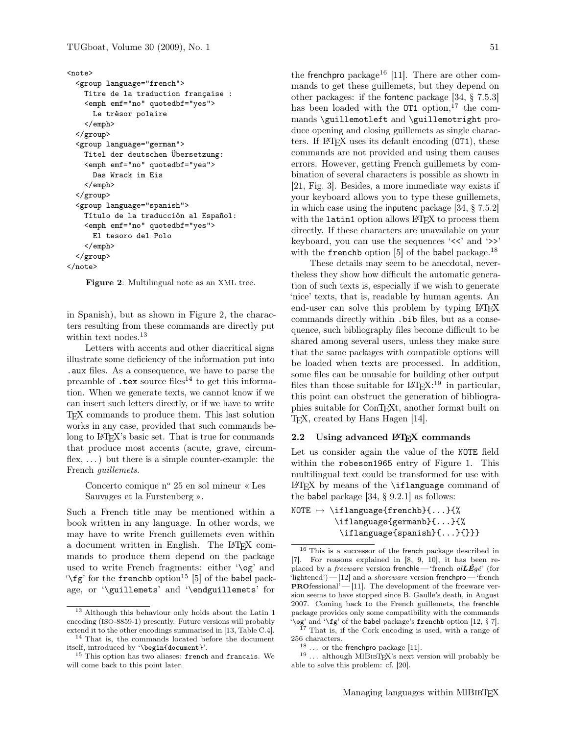```
<note>
  <group language="french">
    Titre de la traduction française :
    <emph emf="no" quotedbf="yes">
      Le trésor polaire
    </emph>
  </group>
  <group language="german">
    Titel der deutschen Übersetzung:
    <emph emf="no" quotedbf="yes">
      Das Wrack im Eis
    </emph>
  </group>
  <group language="spanish">
    Título de la traducción al Español:
    <emph emf="no" quotedbf="yes">
      El tesoro del Polo
    </emph>
  </group>
</note>
```

**Figure 2**: Multilingual note as an XML tree.

in Spanish), but as shown in Figure 2, the characters resulting from these commands are directly put within text nodes.[13]

Letters with accents and other diacritical signs illustrate some deficiency of the information put into `.aux` files. As a consequence, we have to parse the preamble of `.tex` source files[14] to get this information. When we generate texts, we cannot know if we can insert such letters directly, or if we have to write TeX commands to produce them. This last solution works in any case, provided that such commands belong to LaTeX's basic set. That is true for commands that produce most accents (acute, grave, circumflex, ...) but there is a simple counter-example: the French *guillemets*.

> Concerto comique n° 25 en sol mineur « Les Sauvages et la Furstenberg ».

Such a French title may be mentioned within a book written in any language. In other words, we may have to write French guillemets even within a document written in English. The LaTeX commands to produce them depend on the package used to write French fragments: either '`\og`' and '`\fg`' for the `frenchb` option[15] [5] of the babel package, or '`\guillemets`' and '`\endguillemets`' for the frenchpro package[16] [11]. There are other commands to get these guillemets, but they depend on other packages: if the fontenc package [34, § 7.5.3] has been loaded with the `OT1` option,[17] the commands `\guillemotleft` and `\guillemotright` produce opening and closing guillemets as single characters. If LaTeX uses its default encoding (`OT1`), these commands are not provided and using them causes errors. However, getting French guillemets by combination of several characters is possible as shown in [21, Fig. 3]. Besides, a more immediate way exists if your keyboard allows you to type these guillemets, in which case using the inputenc package [34, § 7.5.2] with the `latin1` option allows LaTeX to process them directly. If these characters are unavailable on your keyboard, you can use the sequences '`<<`' and '`>>`' with the `frenchb` option [5] of the babel package.[18]

These details may seem to be anecdotal, nevertheless they show how difficult the automatic generation of such texts is, especially if we wish to generate 'nice' texts, that is, readable by human agents. An end-user can solve this problem by typing LaTeX commands directly within `.bib` files, but as a consequence, such bibliography files become difficult to be shared among several users, unless they make sure that the same packages with compatible options will be loaded when texts are processed. In addition, some files can be unusable for building other output files than those suitable for LaTeX:[19] in particular, this point can obstruct the generation of bibliographies suitable for ConTeXt, another format built on TeX, created by Hans Hagen [14].

## 2.2 Using advanced LaTeX commands

Let us consider again the value of the `NOTE` field within the `robeson1965` entry of Figure 1. This multilingual text could be transformed for use with LaTeX by means of the `\iflanguage` command of the babel package [34, § 9.2.1] as follows:

```
NOTE ↦ \iflanguage{frenchb}{...}{%
        \iflanguage{germanb}{...}{%
         \iflanguage{spanish}{...}{}}}
```

---

[13] Although this behaviour only holds about the Latin 1 encoding (ISO-8859-1) presently. Future versions will probably extend it to the other encodings summarised in [13, Table C.4].

[14] That is, the commands located before the document itself, introduced by '`\begin{document}`'.

[15] This option has two aliases: `french` and `francais`. We will come back to this point later.

[16] This is a successor of the french package described in [7]. For reasons explained in [8, 9, 10], it has been replaced by a *freeware* version frenchle — 'french *alLÉgé*' (for 'lightened') — [12] and a *shareware* version frenchpro — 'french **PRO**fessional' — [11]. The development of the freeware version seems to have stopped since B. Gaulle's death, in August 2007. Coming back to the French guillemets, the frenchle package provides only some compatibility with the commands '`\og`' and '`\fg`' of the babel package's `frenchb` option [12, § 7].

[17] That is, if the Cork encoding is used, with a range of 256 characters.

[18] ... or the frenchpro package [11].

[19] ... although MlBibTeX's next version will probably be able to solve this problem: cf. [20].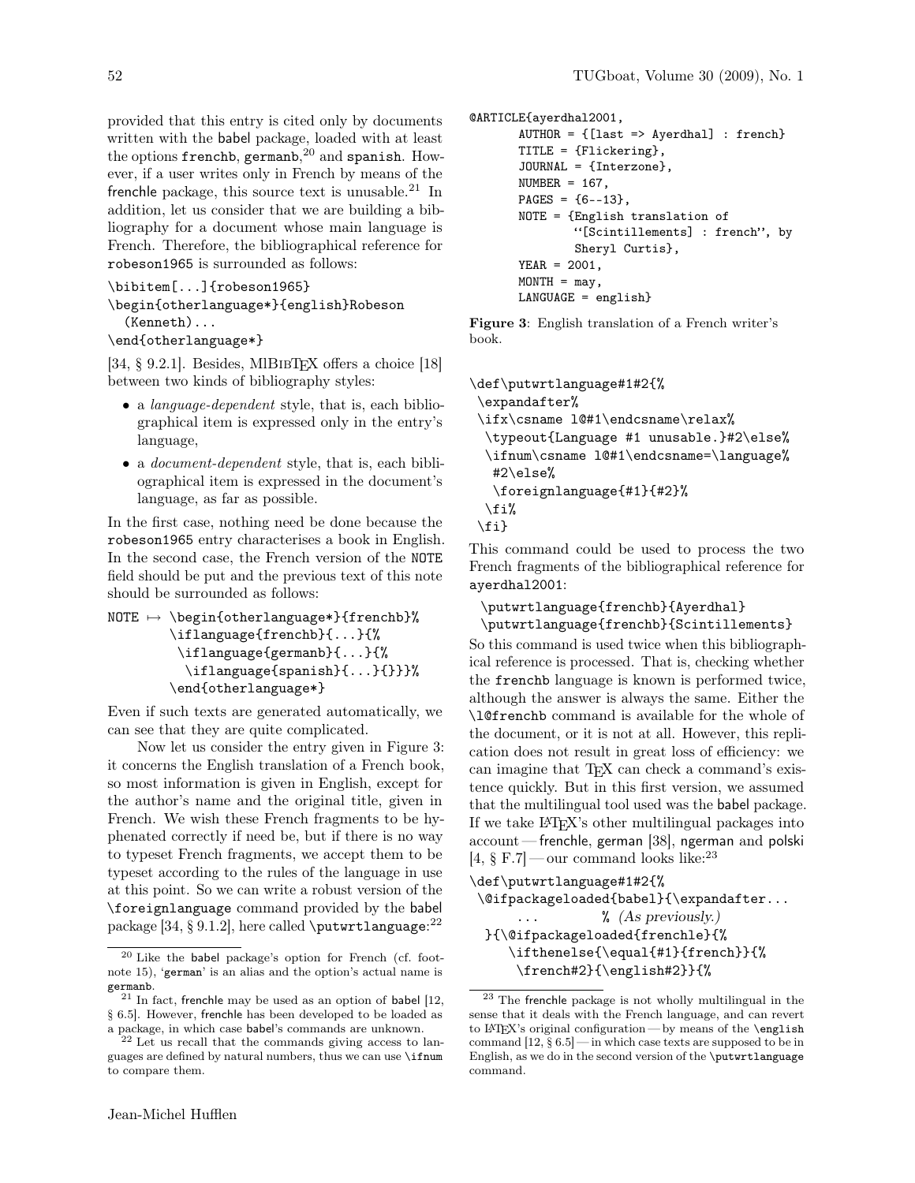provided that this entry is cited only by documents written with the babel package, loaded with at least the options `frenchb`, `germanb`,[20] and `spanish`. However, if a user writes only in French by means of the frenchle package, this source text is unusable.[21] In addition, let us consider that we are building a bibliography for a document whose main language is French. Therefore, the bibliographical reference for `robeson1965` is surrounded as follows:

```
\bibitem[...]{robeson1965}
\begin{otherlanguage*}{english}Robeson
  (Kenneth)...
\end{otherlanguage*}
```

[34, § 9.2.1]. Besides, MlBibTeX offers a choice [18] between two kinds of bibliography styles:

- a *language-dependent* style, that is, each bibliographical item is expressed only in the entry's language,
- a *document-dependent* style, that is, each bibliographical item is expressed in the document's language, as far as possible.

In the first case, nothing need be done because the `robeson1965` entry characterises a book in English. In the second case, the French version of the `NOTE` field should be put and the previous text of this note should be surrounded as follows:

```
NOTE ↦ \begin{otherlanguage*}{frenchb}%
        \iflanguage{frenchb}{...}{%
         \iflanguage{germanb}{...}{%
          \iflanguage{spanish}{...}{}}}%
        \end{otherlanguage*}
```

Even if such texts are generated automatically, we can see that they are quite complicated.

Now let us consider the entry given in Figure 3: it concerns the English translation of a French book, so most information is given in English, except for the author's name and the original title, given in French. We wish these French fragments to be hyphenated correctly if need be, but if there is no way to typeset French fragments, we accept them to be typeset according to the rules of the language in use at this point. So we can write a robust version of the `\foreignlanguage` command provided by the babel package [34, § 9.1.2], here called `\putwrtlanguage`:[22]

```
@ARTICLE{ayerdhal2001,
       AUTHOR = {[last => Ayerdhal] : french}
       TITLE = {Flickering},
       JOURNAL = {Interzone},
       NUMBER = 167,
       PAGES = {6--13},
       NOTE = {English translation of
               ``[Scintillements] : french'', by
               Sheryl Curtis},
       YEAR = 2001,
       MONTH = may,
       LANGUAGE = english}
```

**Figure 3**: English translation of a French writer's book.

```
\def\putwrtlanguage#1#2{%
 \expandafter%
 \ifx\csname l@#1\endcsname\relax%
  \typeout{Language #1 unusable.}#2\else%
  \ifnum\csname l@#1\endcsname=\language%
   #2\else%
   \foreignlanguage{#1}{#2}%
  \fi%
 \fi}
```

This command could be used to process the two French fragments of the bibliographical reference for `ayerdhal2001`:

```
\putwrtlanguage{frenchb}{Ayerdhal}
\putwrtlanguage{frenchb}{Scintillements}
```

So this command is used twice when this bibliographical reference is processed. That is, checking whether the `frenchb` language is known is performed twice, although the answer is always the same. Either the `\l@frenchb` command is available for the whole of the document, or it is not at all. However, this replication does not result in great loss of efficiency: we can imagine that TeX can check a command's existence quickly. But in this first version, we assumed that the multilingual tool used was the babel package. If we take LaTeX's other multilingual packages into account — frenchle, german [38], ngerman and polski [4, § F.7] — our command looks like:[23]

```
\def\putwrtlanguage#1#2{%
 \@ifpackageloaded{babel}{\expandafter...
     ...          % (As previously.)
  }{\@ifpackageloaded{frenchle}{%
     \ifthenelse{\equal{#1}{french}}{%
      \french#2}{\english#2}}{%
```

---

[20] Like the babel package's option for French (cf. footnote 15), 'german' is an alias and the option's actual name is germanb.

[21] In fact, frenchle may be used as an option of babel [12, § 6.5]. However, frenchle has been developed to be loaded as a package, in which case babel's commands are unknown.

[22] Let us recall that the commands giving access to languages are defined by natural numbers, thus we can use `\ifnum` to compare them.

[23] The frenchle package is not wholly multilingual in the sense that it deals with the French language, and can revert to LaTeX's original configuration — by means of the `\english` command [12, § 6.5] — in which case texts are supposed to be in English, as we do in the second version of the `\putwrtlanguage` command.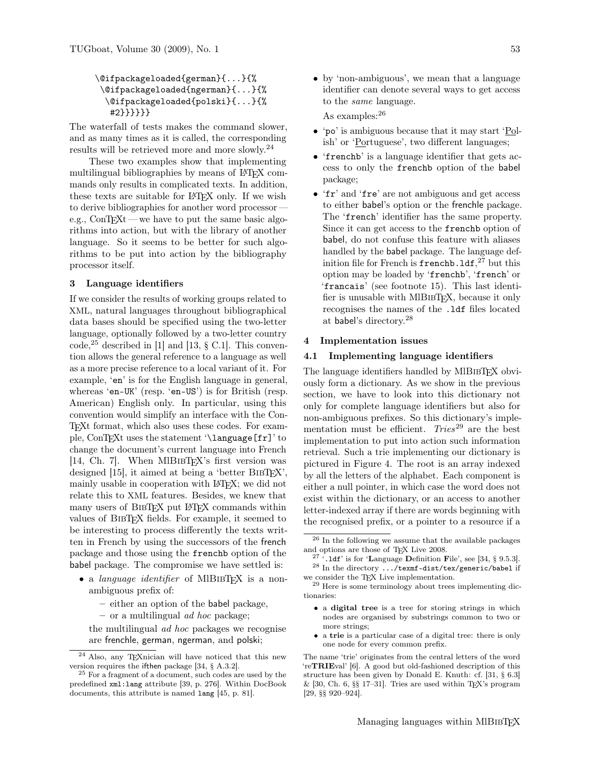```
\@ifpackageloaded{german}{...}{%
 \@ifpackageloaded{ngerman}{...}{%
  \@ifpackageloaded{polski}{...}{%
   #2}}}}}}
```

The waterfall of tests makes the command slower, and as many times as it is called, the corresponding results will be retrieved more and more slowly.[24]

These two examples show that implementing multilingual bibliographies by means of LaTeX commands only results in complicated texts. In addition, these texts are suitable for LaTeX only. If we wish to derive bibliographies for another word processor — e.g., ConTeXt — we have to put the same basic algorithms into action, but with the library of another language. So it seems to be better for such algorithms to be put into action by the bibliography processor itself.

## 3 Language identifiers

If we consider the results of working groups related to XML, natural languages throughout bibliographical data bases should be specified using the two-letter language, optionally followed by a two-letter country code,[25] described in [1] and [13, § C.1]. This convention allows the general reference to a language as well as a more precise reference to a local variant of it. For example, '`en`' is for the English language in general, whereas '`en-UK`' (resp. '`en-US`') is for British (resp. American) English only. In particular, using this convention would simplify an interface with the ConTeXt format, which also uses these codes. For example, ConTeXt uses the statement '`\language[fr]`' to change the document's current language into French [14, Ch. 7]. When MlBibTeX's first version was designed [15], it aimed at being a 'better BibTeX', mainly usable in cooperation with LaTeX; we did not relate this to XML features. Besides, we knew that many users of BibTeX put LaTeX commands within values of BibTeX fields. For example, it seemed to be interesting to process differently the texts written in French by using the successors of the french package and those using the `frenchb` option of the babel package. The compromise we have settled is:

- a *language identifier* of MlBibTeX is a non-ambiguous prefix of:
  - either an option of the babel package,
  - or a multilingual *ad hoc* package;

  the multilingual *ad hoc* packages we recognise are frenchle, german, ngerman, and polski;
- by 'non-ambiguous', we mean that a language identifier can denote several ways to get access to the *same* language.

  As examples:[26]
- '`po`' is ambiguous because that it may start 'Polish' or 'Portuguese', two different languages;
- '`frenchb`' is a language identifier that gets access to only the `frenchb` option of the babel package;
- '`fr`' and '`fre`' are not ambiguous and get access to either babel's option or the frenchle package. The '`french`' identifier has the same property. Since it can get access to the `frenchb` option of babel, do not confuse this feature with aliases handled by the babel package. The language definition file for French is `frenchb.ldf`,[27] but this option may be loaded by '`frenchb`', '`french`' or '`francais`' (see footnote 15). This last identifier is unusable with MlBibTeX, because it only recognises the names of the `.ldf` files located at babel's directory.[28]

## 4 Implementation issues

### 4.1 Implementing language identifiers

The language identifiers handled by MlBibTeX obviously form a dictionary. As we show in the previous section, we have to look into this dictionary not only for complete language identifiers but also for non-ambiguous prefixes. So this dictionary's implementation must be efficient. *Tries*[29] are the best implementation to put into action such information retrieval. Such a trie implementing our dictionary is pictured in Figure 4. The root is an array indexed by all the letters of the alphabet. Each component is either a null pointer, in which case the word does not exist within the dictionary, or an access to another letter-indexed array if there are words beginning with the recognised prefix, or a pointer to a resource if a

---

[24] Also, any TeXnician will have noticed that this new version requires the ifthen package [34, § A.3.2].

[25] For a fragment of a document, such codes are used by the predefined `xml:lang` attribute [39, p. 276]. Within DocBook documents, this attribute is named `lang` [45, p. 81].

[26] In the following we assume that the available packages and options are those of TeX Live 2008.

[27] '`.ldf`' is for '**L**anguage **D**efinition **F**ile', see [34, § 9.5.3].

[28] In the directory `.../texmf-dist/tex/generic/babel` if we consider the TeX Live implementation.

[29] Here is some terminology about trees implementing dictionaries:

- a **digital tree** is a tree for storing strings in which nodes are organised by substrings common to two or more strings;
- a **trie** is a particular case of a digital tree: there is only one node for every common prefix.

The name 'trie' originates from the central letters of the word 're**TRIE**val' [6]. A good but old-fashioned description of this structure has been given by Donald E. Knuth: cf. [31, § 6.3] & [30, Ch. 6, §§ 17–31]. Tries are used within TeX's program [29, §§ 920–924].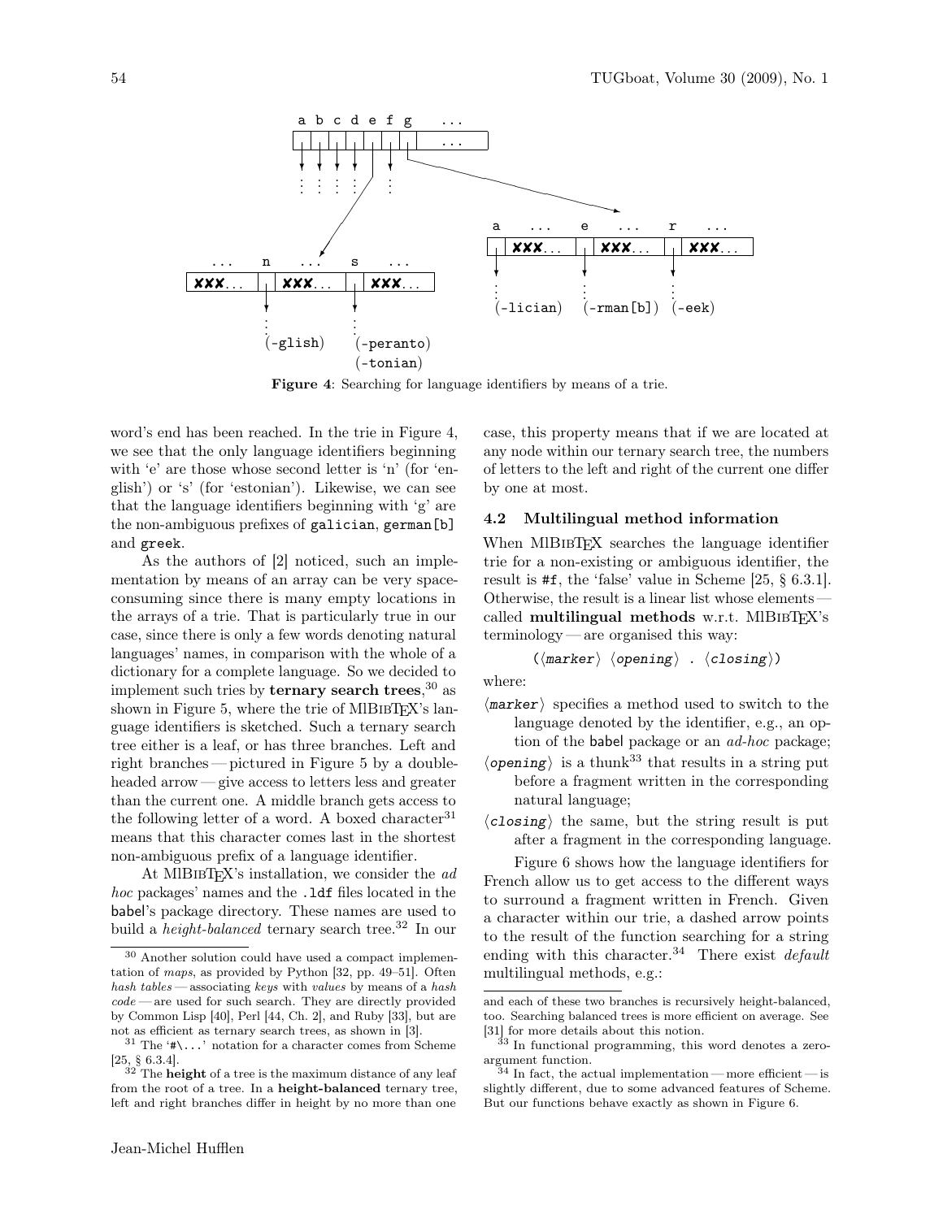Figure 4: Searching for language identifiers by means of a trie.

word's end has been reached. In the trie in Figure 4, we see that the only language identifiers beginning with 'e' are those whose second letter is 'n' (for 'english') or 's' (for 'estonian'). Likewise, we can see that the language identifiers beginning with 'g' are the non-ambiguous prefixes of `galician`, `german[b]` and `greek`.

As the authors of [2] noticed, such an implementation by means of an array can be very space-consuming since there is many empty locations in the arrays of a trie. That is particularly true in our case, since there is only a few words denoting natural languages' names, in comparison with the whole of a dictionary for a complete language. So we decided to implement such tries by **ternary search trees**,[30] as shown in Figure 5, where the trie of MlBibTeX's language identifiers is sketched. Such a ternary search tree either is a leaf, or has three branches. Left and right branches — pictured in Figure 5 by a double-headed arrow — give access to letters less and greater than the current one. A middle branch gets access to the following letter of a word. A boxed character[31] means that this character comes last in the shortest non-ambiguous prefix of a language identifier.

At MlBibTeX's installation, we consider the *ad hoc* packages' names and the `.ldf` files located in the babel's package directory. These names are used to build a *height-balanced* ternary search tree.[32] In our case, this property means that if we are located at any node within our ternary search tree, the numbers of letters to the left and right of the current one differ by one at most.

### 4.2 Multilingual method information

When MlBibTeX searches the language identifier trie for a non-existing or ambiguous identifier, the result is `#f`, the 'false' value in Scheme [25, § 6.3.1]. Otherwise, the result is a linear list whose elements — called **multilingual methods** w.r.t. MlBibTeX's terminology — are organised this way:

(⟨*marker*⟩ ⟨*opening*⟩ . ⟨*closing*⟩)

where:

⟨*marker*⟩ specifies a method used to switch to the language denoted by the identifier, e.g., an option of the babel package or an *ad-hoc* package;

⟨*opening*⟩ is a thunk[33] that results in a string put before a fragment written in the corresponding natural language;

⟨*closing*⟩ the same, but the string result is put after a fragment in the corresponding language.

Figure 6 shows how the language identifiers for French allow us to get access to the different ways to surround a fragment written in French. Given a character within our trie, a dashed arrow points to the result of the function searching for a string ending with this character.[34] There exist *default* multilingual methods, e.g.:

---

[30] Another solution could have used a compact implementation of *maps*, as provided by Python [32, pp. 49–51]. Often *hash tables* — associating *keys* with *values* by means of a *hash code* — are used for such search. They are directly provided by Common Lisp [40], Perl [44, Ch. 2], and Ruby [33], but are not as efficient as ternary search trees, as shown in [3].

[31] The '#\...' notation for a character comes from Scheme [25, § 6.3.4].

[32] The **height** of a tree is the maximum distance of any leaf from the root of a tree. In a **height-balanced** ternary tree, left and right branches differ in height by no more than one and each of these two branches is recursively height-balanced, too. Searching balanced trees is more efficient on average. See [31] for more details about this notion.

[33] In functional programming, this word denotes a zero-argument function.

[34] In fact, the actual implementation — more efficient — is slightly different, due to some advanced features of Scheme. But our functions behave exactly as shown in Figure 6.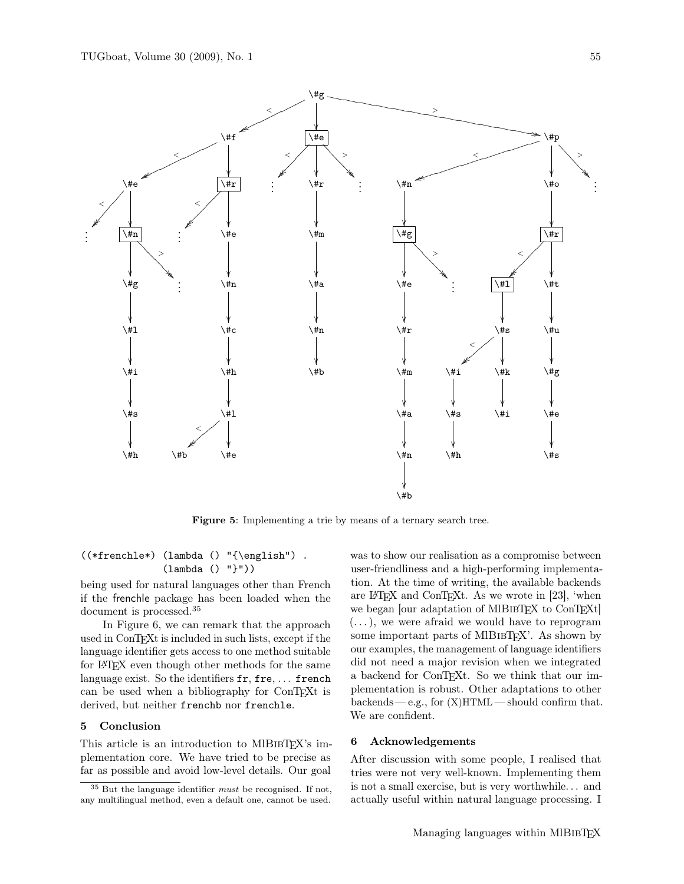Figure 5: Implementing a trie by means of a ternary search tree.

```
((*frenchle*) (lambda () "{\english") .
              (lambda () "}"))
```

being used for natural languages other than French if the frenchle package has been loaded when the document is processed.[35]

In Figure 6, we can remark that the approach used in ConTEXt is included in such lists, except if the language identifier gets access to one method suitable for LATEX even though other methods for the same language exist. So the identifiers `fr`, `fre`, ... `french` can be used when a bibliography for ConTEXt is derived, but neither `frenchb` nor `frenchle`.

## 5 Conclusion

This article is an introduction to MlBIBTEX's implementation core. We have tried to be precise as far as possible and avoid low-level details. Our goal was to show our realisation as a compromise between user-friendliness and a high-performing implementation. At the time of writing, the available backends are LATEX and ConTEXt. As we wrote in [23], 'when we began [our adaptation of MlBIBTEX to ConTEXt] (...), we were afraid we would have to reprogram some important parts of MlBIBTEX'. As shown by our examples, the management of language identifiers did not need a major revision when we integrated a backend for ConTEXt. So we think that our implementation is robust. Other adaptations to other backends — e.g., for (X)HTML — should confirm that. We are confident.

## 6 Acknowledgements

After discussion with some people, I realised that tries were not very well-known. Implementing them is not a small exercise, but is very worthwhile... and actually useful within natural language processing. I

[35] But the language identifier *must* be recognised. If not, any multilingual method, even a default one, cannot be used.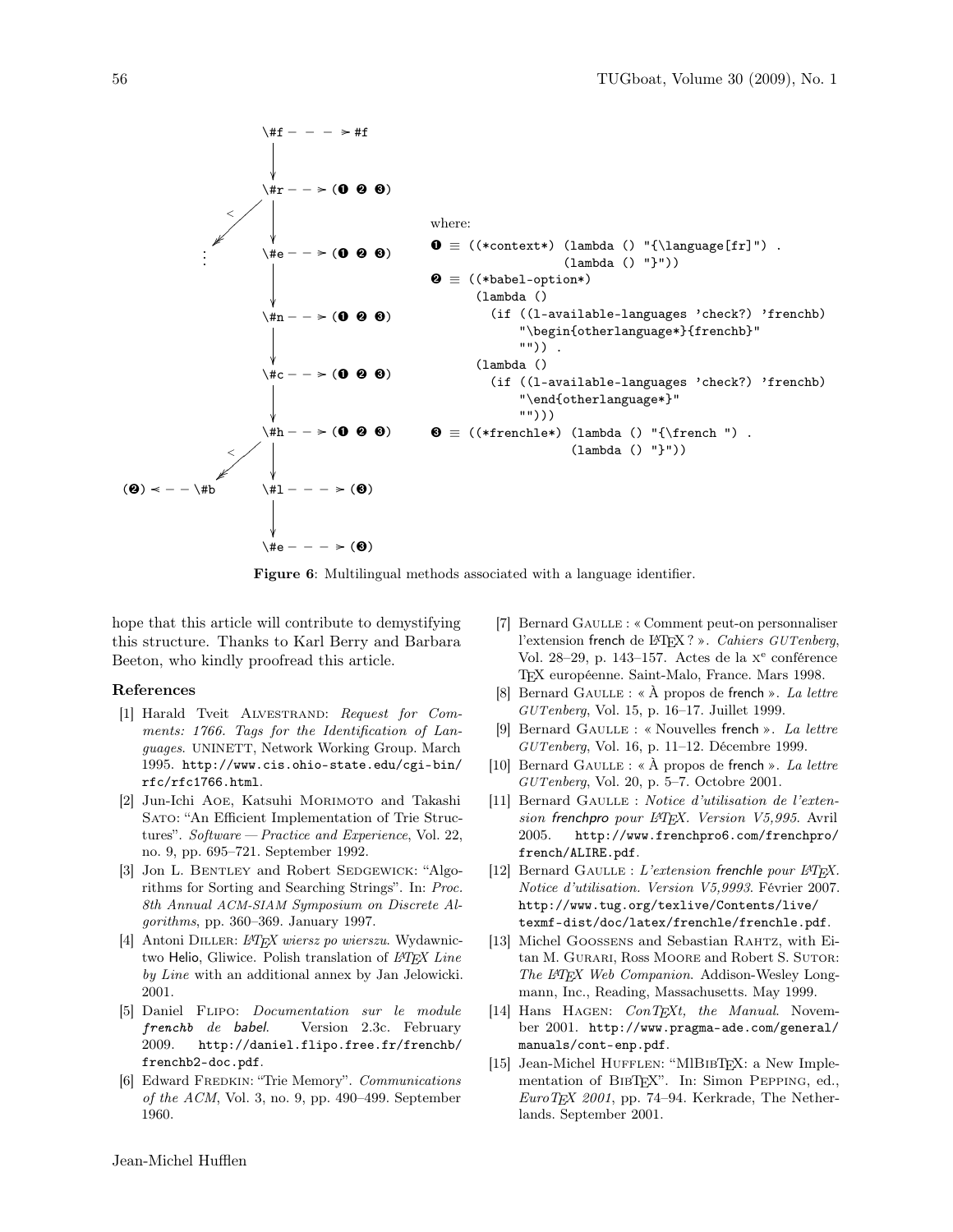```
\#f - - - ➤ #f
 |
 v
\#r - - ➤ (❶ ❷ ❸)
 |         \
 v          < ➘ ⋮
\#e - - ➤ (❶ ❷ ❸)
 |
 v
\#n - - ➤ (❶ ❷ ❸)
 |
 v
\#c - - ➤ (❶ ❷ ❸)
 |
 v
\#h - - ➤ (❶ ❷ ❸)
 |         \
 v          < ➘
\#l - - - ➤ (❸)        (❷) ◄ - - \#b
 |
 v
\#e - - - ➤ (❸)
```

where:

```
❶ ≡ ((*context*) (lambda () "{\language[fr]") .
                 (lambda () "}"))
❷ ≡ ((*babel-option*)
      (lambda ()
        (if ((l-available-languages 'check?) 'frenchb)
            "\begin{otherlanguage*}{frenchb}"
            "")) .
      (lambda ()
        (if ((l-available-languages 'check?) 'frenchb)
            "\end{otherlanguage*}"
            "")))
❸ ≡ ((*frenchle*) (lambda () "{\french ") .
                  (lambda () "}"))
```

**Figure 6**: Multilingual methods associated with a language identifier.

hope that this article will contribute to demystifying this structure. Thanks to Karl Berry and Barbara Beeton, who kindly proofread this article.

### References

[1] Harald Tveit ALVESTRAND: *Request for Comments: 1766. Tags for the Identification of Languages*. UNINETT, Network Working Group. March 1995. http://www.cis.ohio-state.edu/cgi-bin/rfc/rfc1766.html.

[2] Jun-Ichi AOE, Katsuhi MORIMOTO and Takashi SATO: "An Efficient Implementation of Trie Structures". *Software — Practice and Experience*, Vol. 22, no. 9, pp. 695–721. September 1992.

[3] Jon L. BENTLEY and Robert SEDGEWICK: "Algorithms for Sorting and Searching Strings". In: *Proc. 8th Annual ACM-SIAM Symposium on Discrete Algorithms*, pp. 360–369. January 1997.

[4] Antoni DILLER: *LaTeX wiersz po wierszu*. Wydawnictwo Helio, Gliwice. Polish translation of *LaTeX Line by Line* with an additional annex by Jan Jelowicki. 2001.

[5] Daniel FLIPO: *Documentation sur le module frenchb de babel*. Version 2.3c. February 2009. http://daniel.flipo.free.fr/frenchb/frenchb2-doc.pdf.

[6] Edward FREDKIN: "Trie Memory". *Communications of the ACM*, Vol. 3, no. 9, pp. 490–499. September 1960.

[7] Bernard GAULLE : « Comment peut-on personnaliser l'extension french de LaTeX ? ». *Cahiers GUTenberg*, Vol. 28–29, p. 143–157. Actes de la x^e conférence TeX européenne. Saint-Malo, France. Mars 1998.

[8] Bernard GAULLE : « À propos de french ». *La lettre GUTenberg*, Vol. 15, p. 16–17. Juillet 1999.

[9] Bernard GAULLE : « Nouvelles french ». *La lettre GUTenberg*, Vol. 16, p. 11–12. Décembre 1999.

[10] Bernard GAULLE : « À propos de french ». *La lettre GUTenberg*, Vol. 20, p. 5–7. Octobre 2001.

[11] Bernard GAULLE : *Notice d'utilisation de l'extension frenchpro pour LaTeX. Version V5,995*. Avril 2005. http://www.frenchpro6.com/frenchpro/french/ALIRE.pdf.

[12] Bernard GAULLE : *L'extension frenchle pour LaTeX. Notice d'utilisation. Version V5,9993*. Février 2007. http://www.tug.org/texlive/Contents/live/texmf-dist/doc/latex/frenchle/frenchle.pdf.

[13] Michel GOOSSENS and Sebastian RAHTZ, with Eitan M. GURARI, Ross MOORE and Robert S. SUTOR: *The LaTeX Web Companion*. Addison-Wesley Longmann, Inc., Reading, Massachusetts. May 1999.

[14] Hans HAGEN: *ConTeXt, the Manual*. November 2001. http://www.pragma-ade.com/general/manuals/cont-enp.pdf.

[15] Jean-Michel HUFFLEN: "MlBibTeX: a New Implementation of BibTeX". In: Simon PEPPING, ed., *EuroTeX 2001*, pp. 74–94. Kerkrade, The Netherlands. September 2001.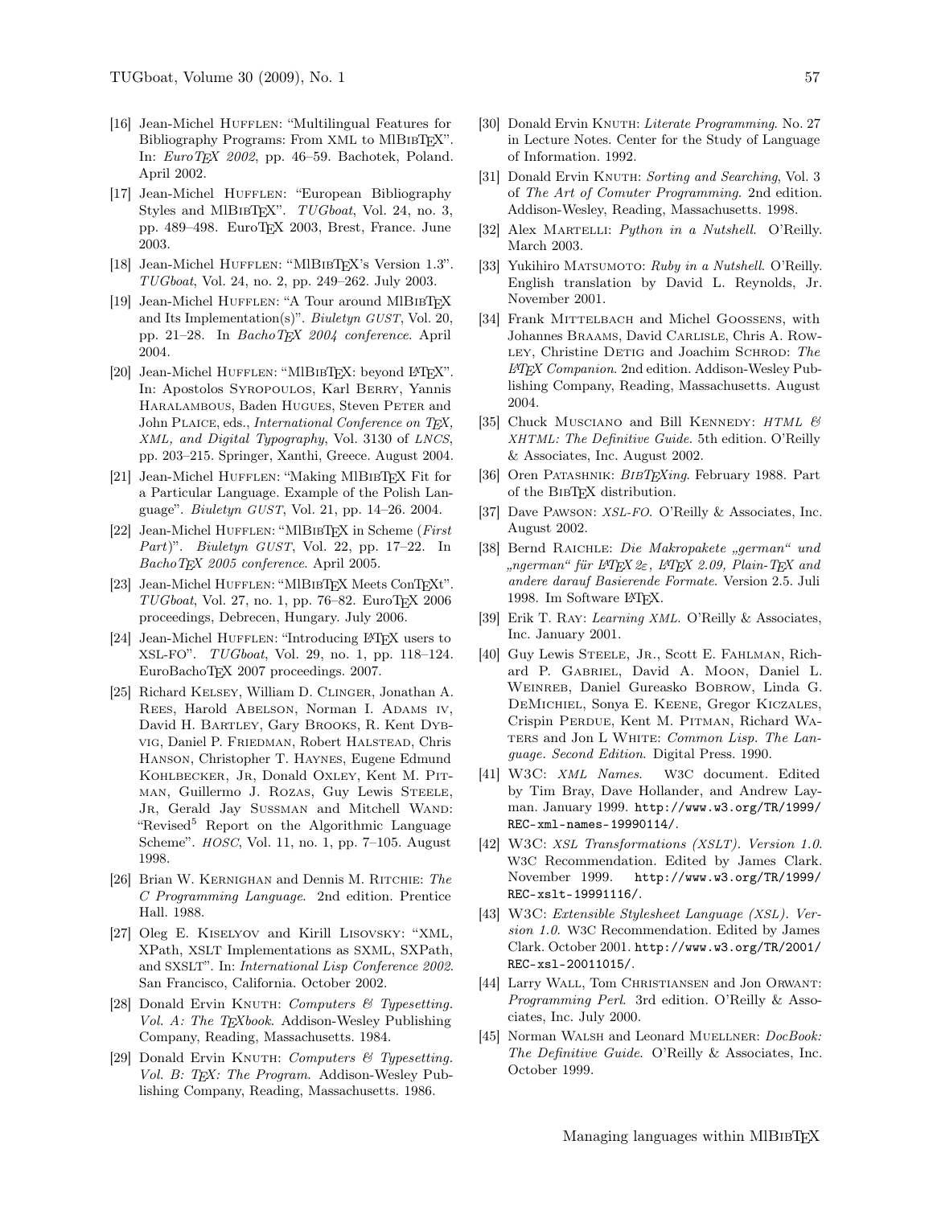[16] Jean-Michel Hufflen: "Multilingual Features for Bibliography Programs: From XML to MlBibTeX". In: *EuroTeX 2002*, pp. 46–59. Bachotek, Poland. April 2002.

[17] Jean-Michel Hufflen: "European Bibliography Styles and MlBibTeX". *TUGboat*, Vol. 24, no. 3, pp. 489–498. EuroTeX 2003, Brest, France. June 2003.

[18] Jean-Michel Hufflen: "MlBibTeX's Version 1.3". *TUGboat*, Vol. 24, no. 2, pp. 249–262. July 2003.

[19] Jean-Michel Hufflen: "A Tour around MlBibTeX and Its Implementation(s)". *Biuletyn GUST*, Vol. 20, pp. 21–28. In *BachoTeX 2004 conference*. April 2004.

[20] Jean-Michel Hufflen: "MlBibTeX: beyond LaTeX". In: Apostolos Syropoulos, Karl Berry, Yannis Haralambous, Baden Hugues, Steven Peter and John Plaice, eds., *International Conference on TeX, XML, and Digital Typography*, Vol. 3130 of *LNCS*, pp. 203–215. Springer, Xanthi, Greece. August 2004.

[21] Jean-Michel Hufflen: "Making MlBibTeX Fit for a Particular Language. Example of the Polish Language". *Biuletyn GUST*, Vol. 21, pp. 14–26. 2004.

[22] Jean-Michel Hufflen: "MlBibTeX in Scheme (*First Part*)". *Biuletyn GUST*, Vol. 22, pp. 17–22. In *BachoTeX 2005 conference*. April 2005.

[23] Jean-Michel Hufflen: "MlBibTeX Meets ConTeXt". *TUGboat*, Vol. 27, no. 1, pp. 76–82. EuroTeX 2006 proceedings, Debrecen, Hungary. July 2006.

[24] Jean-Michel Hufflen: "Introducing LaTeX users to XSL-FO". *TUGboat*, Vol. 29, no. 1, pp. 118–124. EuroBachoTeX 2007 proceedings. 2007.

[25] Richard Kelsey, William D. Clinger, Jonathan A. Rees, Harold Abelson, Norman I. Adams iv, David H. Bartley, Gary Brooks, R. Kent Dybvig, Daniel P. Friedman, Robert Halstead, Chris Hanson, Christopher T. Haynes, Eugene Edmund Kohlbecker, Jr, Donald Oxley, Kent M. Pitman, Guillermo J. Rozas, Guy Lewis Steele, Jr, Gerald Jay Sussman and Mitchell Wand: "Revised$^5$ Report on the Algorithmic Language Scheme". *HOSC*, Vol. 11, no. 1, pp. 7–105. August 1998.

[26] Brian W. Kernighan and Dennis M. Ritchie: *The C Programming Language*. 2nd edition. Prentice Hall. 1988.

[27] Oleg E. Kiselyov and Kirill Lisovsky: "XML, XPath, XSLT Implementations as SXML, SXPath, and SXSLT". In: *International Lisp Conference 2002*. San Francisco, California. October 2002.

[28] Donald Ervin Knuth: *Computers & Typesetting. Vol. A: The TeXbook*. Addison-Wesley Publishing Company, Reading, Massachusetts. 1984.

[29] Donald Ervin Knuth: *Computers & Typesetting. Vol. B: TeX: The Program*. Addison-Wesley Publishing Company, Reading, Massachusetts. 1986.

[30] Donald Ervin Knuth: *Literate Programming*. No. 27 in Lecture Notes. Center for the Study of Language of Information. 1992.

[31] Donald Ervin Knuth: *Sorting and Searching*, Vol. 3 of *The Art of Comuter Programming*. 2nd edition. Addison-Wesley, Reading, Massachusetts. 1998.

[32] Alex Martelli: *Python in a Nutshell*. O'Reilly. March 2003.

[33] Yukihiro Matsumoto: *Ruby in a Nutshell*. O'Reilly. English translation by David L. Reynolds, Jr. November 2001.

[34] Frank Mittelbach and Michel Goossens, with Johannes Braams, David Carlisle, Chris A. Rowley, Christine Detig and Joachim Schrod: *The LaTeX Companion*. 2nd edition. Addison-Wesley Publishing Company, Reading, Massachusetts. August 2004.

[35] Chuck Musciano and Bill Kennedy: *HTML & XHTML: The Definitive Guide*. 5th edition. O'Reilly & Associates, Inc. August 2002.

[36] Oren Patashnik: *BibTeXing*. February 1988. Part of the BibTeX distribution.

[37] Dave Pawson: *XSL-FO*. O'Reilly & Associates, Inc. August 2002.

[38] Bernd Raichle: *Die Makropakete „german“ und „ngerman“ für LaTeX 2ε, LaTeX 2.09, Plain-TeX and andere darauf Basierende Formate*. Version 2.5. Juli 1998. Im Software LaTeX.

[39] Erik T. Ray: *Learning XML*. O'Reilly & Associates, Inc. January 2001.

[40] Guy Lewis Steele, Jr., Scott E. Fahlman, Richard P. Gabriel, David A. Moon, Daniel L. Weinreb, Daniel Gureasko Bobrow, Linda G. DeMichiel, Sonya E. Keene, Gregor Kiczales, Crispin Perdue, Kent M. Pitman, Richard Waters and Jon L White: *Common Lisp. The Language. Second Edition*. Digital Press. 1990.

[41] W3C: *XML Names*. W3C document. Edited by Tim Bray, Dave Hollander, and Andrew Layman. January 1999. `http://www.w3.org/TR/1999/REC-xml-names-19990114/`.

[42] W3C: *XSL Transformations (XSLT). Version 1.0*. W3C Recommendation. Edited by James Clark. November 1999. `http://www.w3.org/TR/1999/REC-xslt-19991116/`.

[43] W3C: *Extensible Stylesheet Language (XSL). Version 1.0*. W3C Recommendation. Edited by James Clark. October 2001. `http://www.w3.org/TR/2001/REC-xsl-20011015/`.

[44] Larry Wall, Tom Christiansen and Jon Orwant: *Programming Perl*. 3rd edition. O'Reilly & Associates, Inc. July 2000.

[45] Norman Walsh and Leonard Muellner: *DocBook: The Definitive Guide*. O'Reilly & Associates, Inc. October 1999.